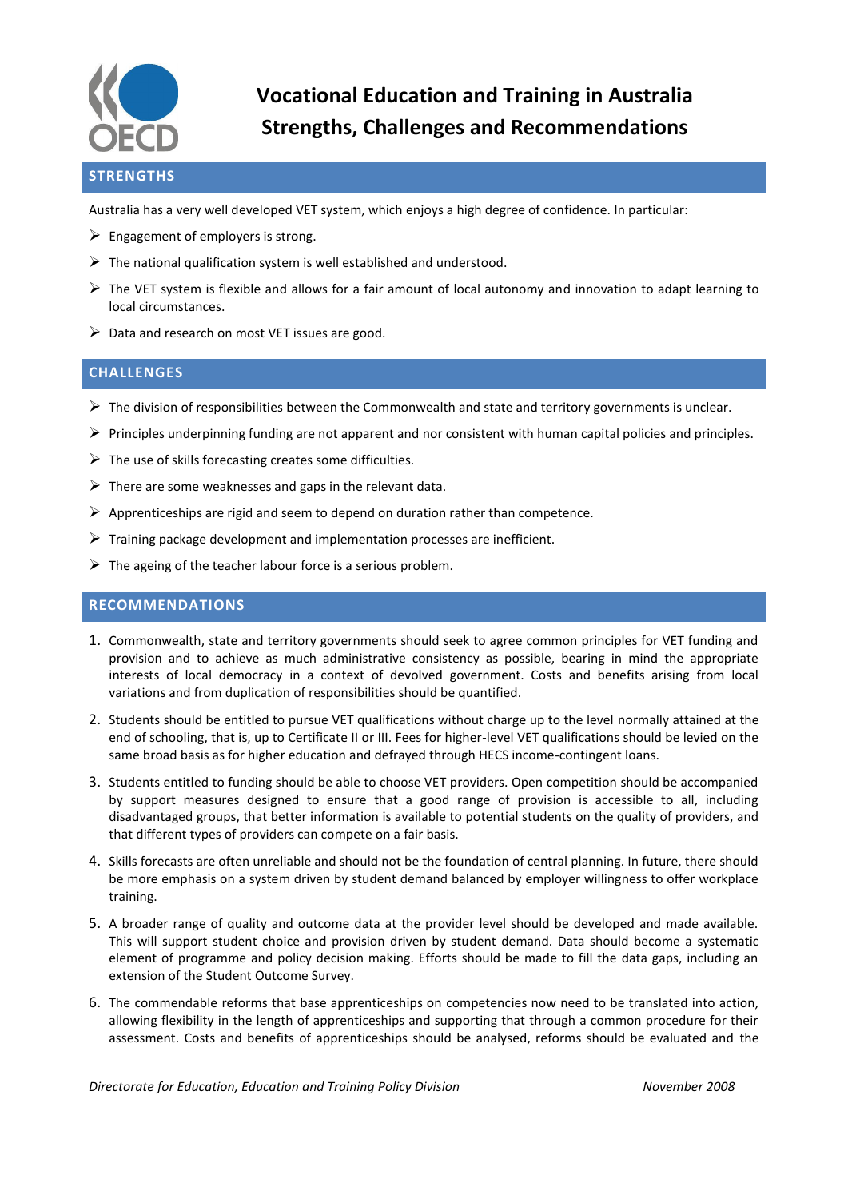# Vocational Education and Training in Australia Strengths, Challenges and Recommendations

## STRENGTHS

Australia has a very well developed VET system, which enjoys a high degree of confidence. In particular:

- Engagement of employers is strong.
- The national qualification system is well established and understood.
- The VET system is flexible and allows for a fair amount of local autonomy and innovation to adapt learning to local circumstances.
- Data and research on most VET issues are good.

## CHALLENGES

- The division of responsibilities between the Commonwealth and state and territory governments is unclear.
- Principles underpinning funding are not apparent and nor consistent with human capital policies and principles.
- The use of skills forecasting creates some difficulties.
- There are some weaknesses and gaps in the relevant data.
- Apprenticeships are rigid and seem to depend on duration rather than competence.
- Training package development and implementation processes are inefficient.
- The ageing of the teacher labour force is a serious problem.

## RECOMMENDATIONS

1. Commonwealth, state and territory governments should seek to agree common principles for VET funding and provision and to achieve as much administrative consistency as possible, bearing in mind the appropriate interests of local democracy in a context of devolved government. Costs and benefits arising from local variations and from duplication of responsibilities should be quantified.
2. Students should be entitled to pursue VET qualifications without charge up to the level normally attained at the end of schooling, that is, up to Certificate II or III. Fees for higher-level VET qualifications should be levied on the same broad basis as for higher education and defrayed through HECS income-contingent loans.
3. Students entitled to funding should be able to choose VET providers. Open competition should be accompanied by support measures designed to ensure that a good range of provision is accessible to all, including disadvantaged groups, that better information is available to potential students on the quality of providers, and that different types of providers can compete on a fair basis.
4. Skills forecasts are often unreliable and should not be the foundation of central planning. In future, there should be more emphasis on a system driven by student demand balanced by employer willingness to offer workplace training.
5. A broader range of quality and outcome data at the provider level should be developed and made available. This will support student choice and provision driven by student demand. Data should become a systematic element of programme and policy decision making. Efforts should be made to fill the data gaps, including an extension of the Student Outcome Survey.
6. The commendable reforms that base apprenticeships on competencies now need to be translated into action, allowing flexibility in the length of apprenticeships and supporting that through a common procedure for their assessment. Costs and benefits of apprenticeships should be analysed, reforms should be evaluated and the

*Directorate for Education, Education and Training Policy Division* *November 2008*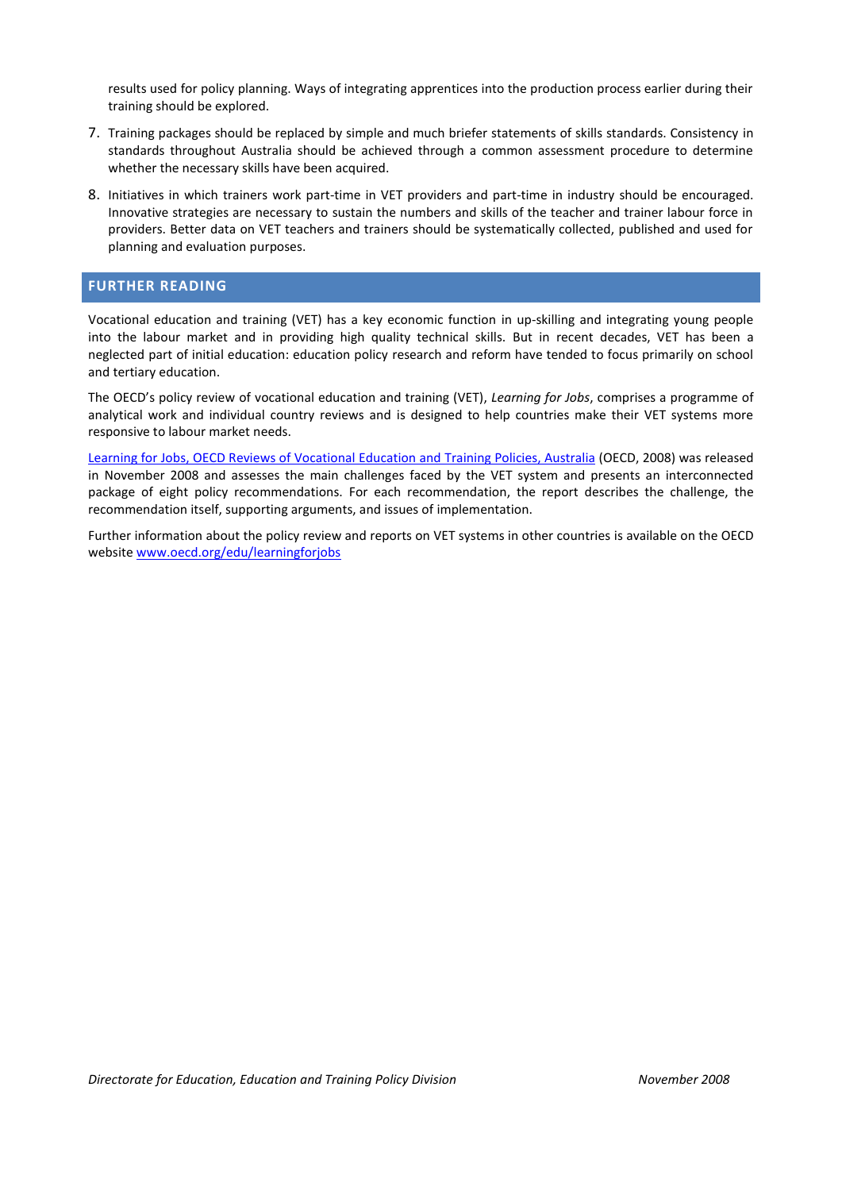results used for policy planning. Ways of integrating apprentices into the production process earlier during their training should be explored.

7. Training packages should be replaced by simple and much briefer statements of skills standards. Consistency in standards throughout Australia should be achieved through a common assessment procedure to determine whether the necessary skills have been acquired.

8. Initiatives in which trainers work part-time in VET providers and part-time in industry should be encouraged. Innovative strategies are necessary to sustain the numbers and skills of the teacher and trainer labour force in providers. Better data on VET teachers and trainers should be systematically collected, published and used for planning and evaluation purposes.

## FURTHER READING

Vocational education and training (VET) has a key economic function in up-skilling and integrating young people into the labour market and in providing high quality technical skills. But in recent decades, VET has been a neglected part of initial education: education policy research and reform have tended to focus primarily on school and tertiary education.

The OECD's policy review of vocational education and training (VET), *Learning for Jobs*, comprises a programme of analytical work and individual country reviews and is designed to help countries make their VET systems more responsive to labour market needs.

Learning for Jobs, OECD Reviews of Vocational Education and Training Policies, Australia (OECD, 2008) was released in November 2008 and assesses the main challenges faced by the VET system and presents an interconnected package of eight policy recommendations. For each recommendation, the report describes the challenge, the recommendation itself, supporting arguments, and issues of implementation.

Further information about the policy review and reports on VET systems in other countries is available on the OECD website www.oecd.org/edu/learningforjobs

*Directorate for Education, Education and Training Policy Division* *November 2008*